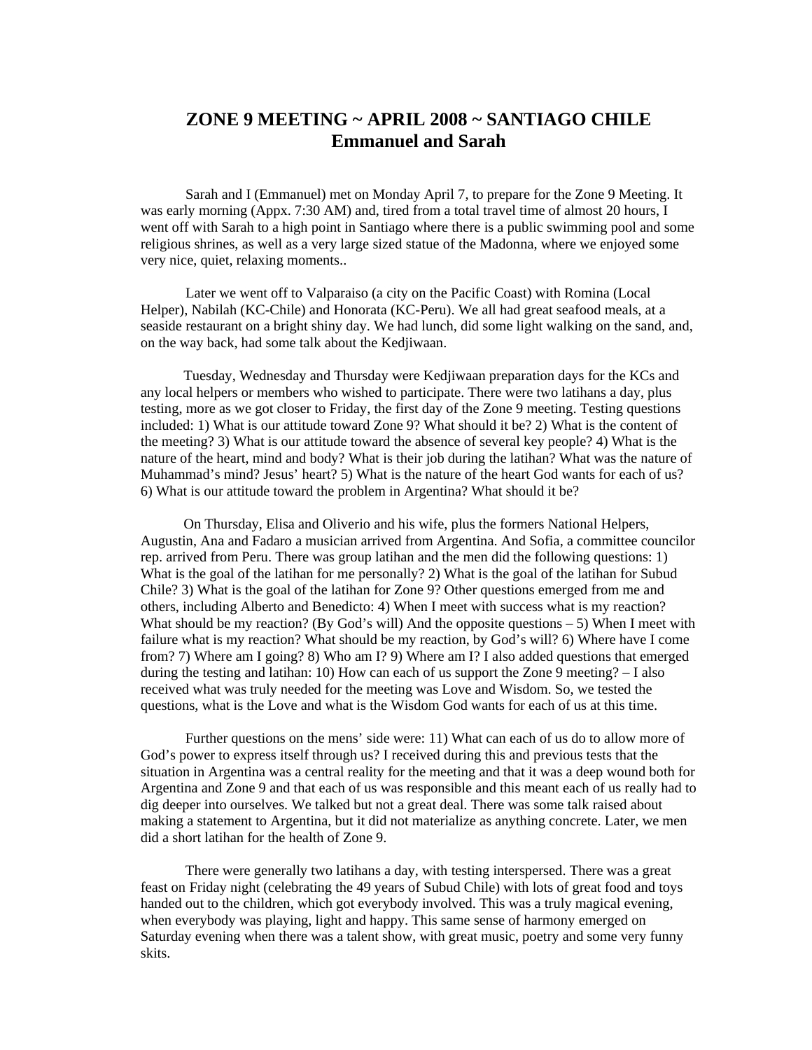# ZONE 9 MEETING ~ APRIL 2008 ~ SANTIAGO CHILE
## Emmanuel and Sarah

Sarah and I (Emmanuel) met on Monday April 7, to prepare for the Zone 9 Meeting. It was early morning (Appx. 7:30 AM) and, tired from a total travel time of almost 20 hours, I went off with Sarah to a high point in Santiago where there is a public swimming pool and some religious shrines, as well as a very large sized statue of the Madonna, where we enjoyed some very nice, quiet, relaxing moments..

Later we went off to Valparaiso (a city on the Pacific Coast) with Romina (Local Helper), Nabilah (KC-Chile) and Honorata (KC-Peru). We all had great seafood meals, at a seaside restaurant on a bright shiny day. We had lunch, did some light walking on the sand, and, on the way back, had some talk about the Kedjiwaan.

Tuesday, Wednesday and Thursday were Kedjiwaan preparation days for the KCs and any local helpers or members who wished to participate. There were two latihans a day, plus testing, more as we got closer to Friday, the first day of the Zone 9 meeting. Testing questions included: 1) What is our attitude toward Zone 9? What should it be? 2) What is the content of the meeting? 3) What is our attitude toward the absence of several key people? 4) What is the nature of the heart, mind and body? What is their job during the latihan? What was the nature of Muhammad's mind? Jesus' heart? 5) What is the nature of the heart God wants for each of us? 6) What is our attitude toward the problem in Argentina? What should it be?

On Thursday, Elisa and Oliverio and his wife, plus the formers National Helpers, Augustin, Ana and Fadaro a musician arrived from Argentina. And Sofia, a committee councilor rep. arrived from Peru. There was group latihan and the men did the following questions: 1) What is the goal of the latihan for me personally? 2) What is the goal of the latihan for Subud Chile? 3) What is the goal of the latihan for Zone 9? Other questions emerged from me and others, including Alberto and Benedicto: 4) When I meet with success what is my reaction? What should be my reaction? (By God's will) And the opposite questions – 5) When I meet with failure what is my reaction? What should be my reaction, by God's will? 6) Where have I come from? 7) Where am I going? 8) Who am I? 9) Where am I? I also added questions that emerged during the testing and latihan: 10) How can each of us support the Zone 9 meeting? – I also received what was truly needed for the meeting was Love and Wisdom. So, we tested the questions, what is the Love and what is the Wisdom God wants for each of us at this time.

Further questions on the mens' side were: 11) What can each of us do to allow more of God's power to express itself through us? I received during this and previous tests that the situation in Argentina was a central reality for the meeting and that it was a deep wound both for Argentina and Zone 9 and that each of us was responsible and this meant each of us really had to dig deeper into ourselves. We talked but not a great deal. There was some talk raised about making a statement to Argentina, but it did not materialize as anything concrete. Later, we men did a short latihan for the health of Zone 9.

There were generally two latihans a day, with testing interspersed. There was a great feast on Friday night (celebrating the 49 years of Subud Chile) with lots of great food and toys handed out to the children, which got everybody involved. This was a truly magical evening, when everybody was playing, light and happy. This same sense of harmony emerged on Saturday evening when there was a talent show, with great music, poetry and some very funny skits.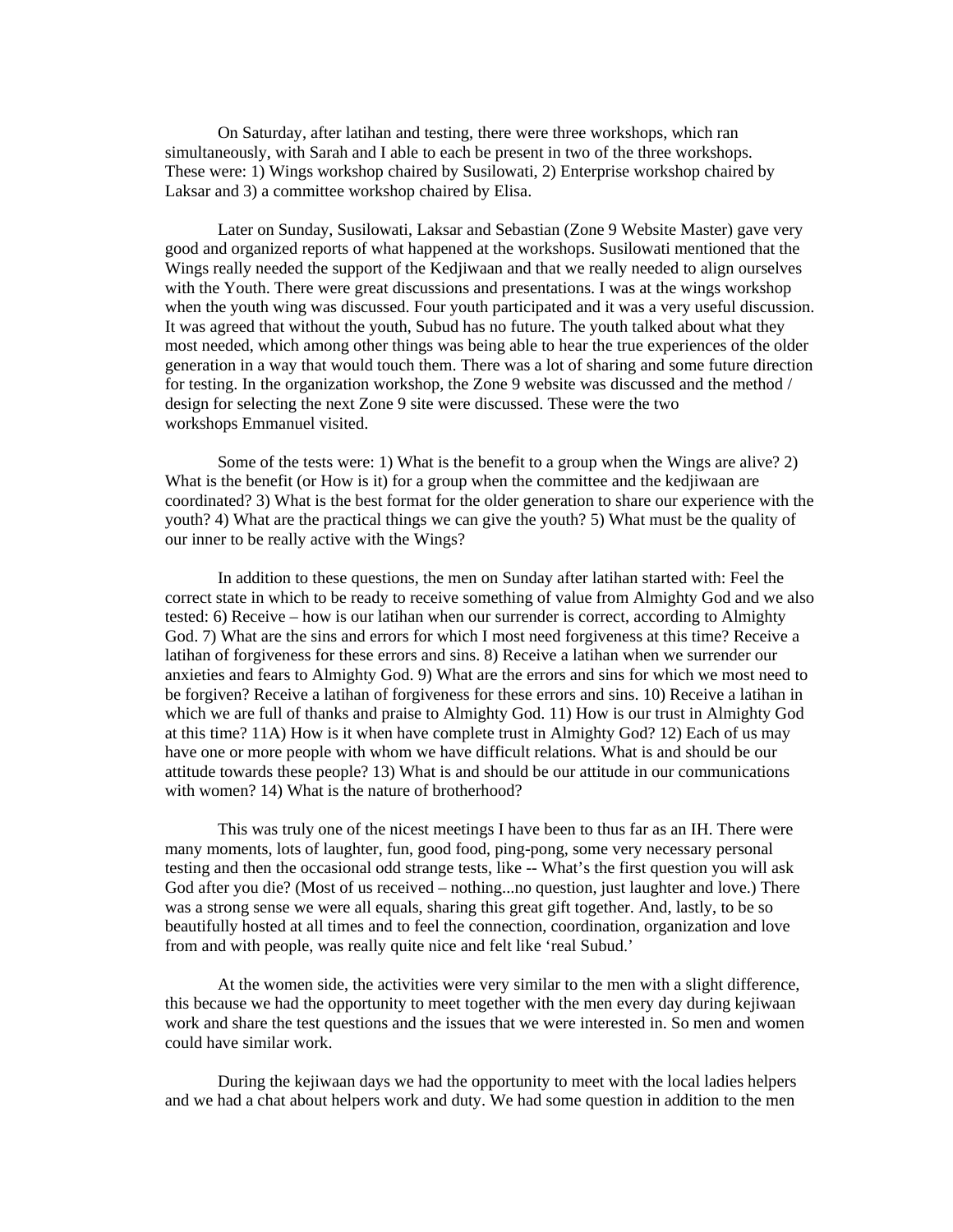On Saturday, after latihan and testing, there were three workshops, which ran simultaneously, with Sarah and I able to each be present in two of the three workshops. These were: 1) Wings workshop chaired by Susilowati, 2) Enterprise workshop chaired by Laksar and 3) a committee workshop chaired by Elisa.

Later on Sunday, Susilowati, Laksar and Sebastian (Zone 9 Website Master) gave very good and organized reports of what happened at the workshops. Susilowati mentioned that the Wings really needed the support of the Kedjiwaan and that we really needed to align ourselves with the Youth. There were great discussions and presentations. I was at the wings workshop when the youth wing was discussed. Four youth participated and it was a very useful discussion. It was agreed that without the youth, Subud has no future. The youth talked about what they most needed, which among other things was being able to hear the true experiences of the older generation in a way that would touch them. There was a lot of sharing and some future direction for testing. In the organization workshop, the Zone 9 website was discussed and the method / design for selecting the next Zone 9 site were discussed. These were the two workshops Emmanuel visited.

Some of the tests were: 1) What is the benefit to a group when the Wings are alive? 2) What is the benefit (or How is it) for a group when the committee and the kedjiwaan are coordinated? 3) What is the best format for the older generation to share our experience with the youth? 4) What are the practical things we can give the youth? 5) What must be the quality of our inner to be really active with the Wings?

In addition to these questions, the men on Sunday after latihan started with: Feel the correct state in which to be ready to receive something of value from Almighty God and we also tested: 6) Receive – how is our latihan when our surrender is correct, according to Almighty God. 7) What are the sins and errors for which I most need forgiveness at this time? Receive a latihan of forgiveness for these errors and sins. 8) Receive a latihan when we surrender our anxieties and fears to Almighty God. 9) What are the errors and sins for which we most need to be forgiven? Receive a latihan of forgiveness for these errors and sins. 10) Receive a latihan in which we are full of thanks and praise to Almighty God. 11) How is our trust in Almighty God at this time? 11A) How is it when have complete trust in Almighty God? 12) Each of us may have one or more people with whom we have difficult relations. What is and should be our attitude towards these people? 13) What is and should be our attitude in our communications with women? 14) What is the nature of brotherhood?

This was truly one of the nicest meetings I have been to thus far as an IH. There were many moments, lots of laughter, fun, good food, ping-pong, some very necessary personal testing and then the occasional odd strange tests, like -- What's the first question you will ask God after you die? (Most of us received – nothing...no question, just laughter and love.) There was a strong sense we were all equals, sharing this great gift together. And, lastly, to be so beautifully hosted at all times and to feel the connection, coordination, organization and love from and with people, was really quite nice and felt like 'real Subud.'

At the women side, the activities were very similar to the men with a slight difference, this because we had the opportunity to meet together with the men every day during kejiwaan work and share the test questions and the issues that we were interested in. So men and women could have similar work.

During the kejiwaan days we had the opportunity to meet with the local ladies helpers and we had a chat about helpers work and duty. We had some question in addition to the men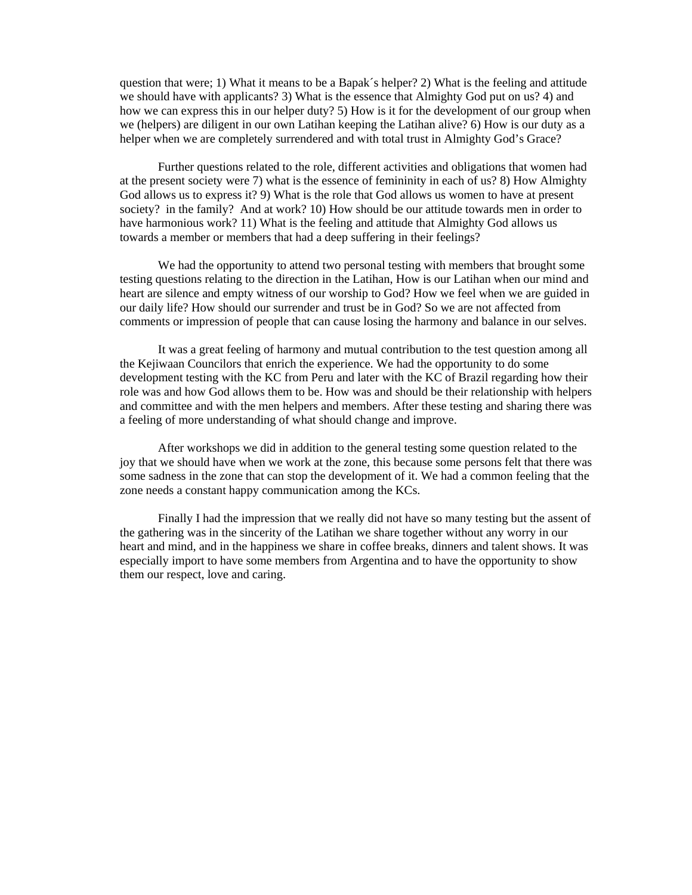question that were; 1) What it means to be a Bapak´s helper? 2) What is the feeling and attitude we should have with applicants? 3) What is the essence that Almighty God put on us? 4) and how we can express this in our helper duty? 5) How is it for the development of our group when we (helpers) are diligent in our own Latihan keeping the Latihan alive? 6) How is our duty as a helper when we are completely surrendered and with total trust in Almighty God's Grace?

Further questions related to the role, different activities and obligations that women had at the present society were 7) what is the essence of femininity in each of us? 8) How Almighty God allows us to express it? 9) What is the role that God allows us women to have at present society? in the family? And at work? 10) How should be our attitude towards men in order to have harmonious work? 11) What is the feeling and attitude that Almighty God allows us towards a member or members that had a deep suffering in their feelings?

We had the opportunity to attend two personal testing with members that brought some testing questions relating to the direction in the Latihan, How is our Latihan when our mind and heart are silence and empty witness of our worship to God? How we feel when we are guided in our daily life? How should our surrender and trust be in God? So we are not affected from comments or impression of people that can cause losing the harmony and balance in our selves.

It was a great feeling of harmony and mutual contribution to the test question among all the Kejiwaan Councilors that enrich the experience. We had the opportunity to do some development testing with the KC from Peru and later with the KC of Brazil regarding how their role was and how God allows them to be. How was and should be their relationship with helpers and committee and with the men helpers and members. After these testing and sharing there was a feeling of more understanding of what should change and improve.

After workshops we did in addition to the general testing some question related to the joy that we should have when we work at the zone, this because some persons felt that there was some sadness in the zone that can stop the development of it. We had a common feeling that the zone needs a constant happy communication among the KCs.

Finally I had the impression that we really did not have so many testing but the assent of the gathering was in the sincerity of the Latihan we share together without any worry in our heart and mind, and in the happiness we share in coffee breaks, dinners and talent shows. It was especially import to have some members from Argentina and to have the opportunity to show them our respect, love and caring.